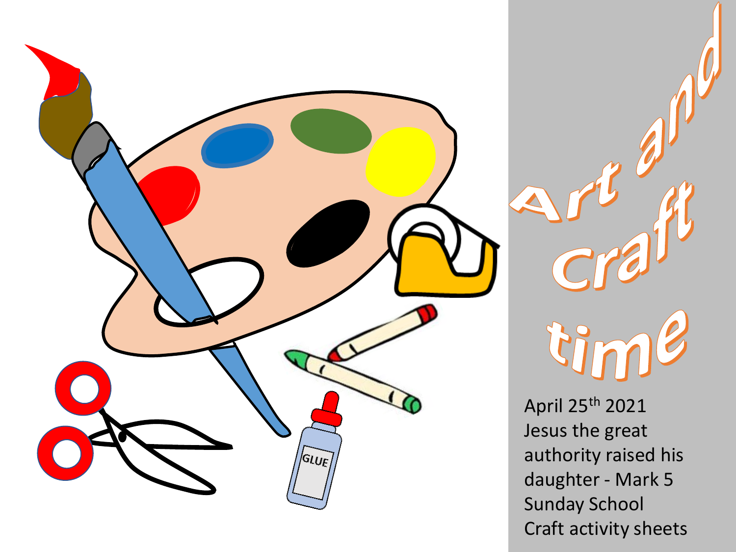# Art and Craft time

April 25th 2021
Jesus the great authority raised his daughter - Mark 5
Sunday School
Craft activity sheets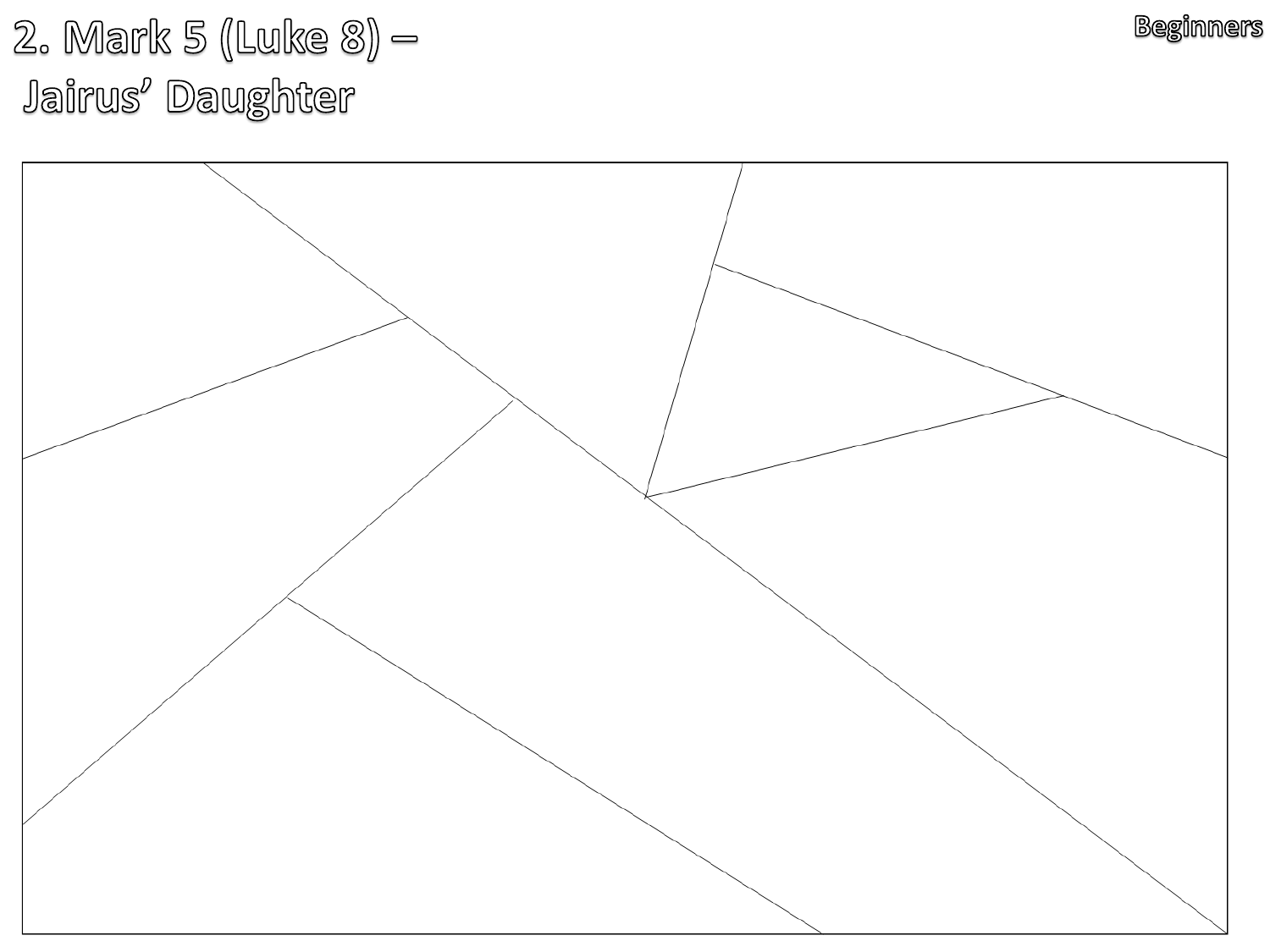# 2. Mark 5 (Luke 8) – Jairus' Daughter

Beginners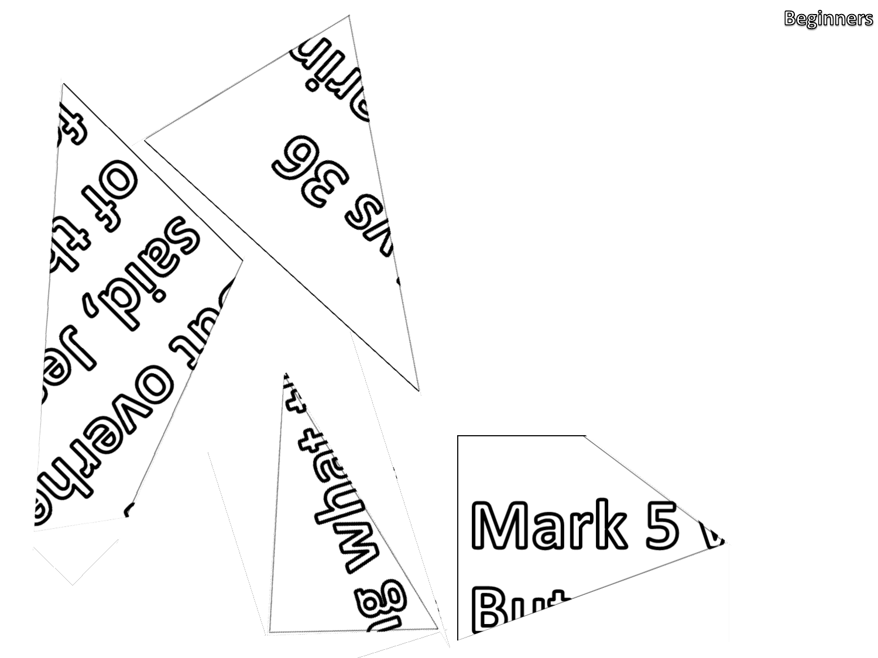Beginners

Mark 5 v

But

'ws 36

...ario

...fo

of th

said, Je

out overhe

What i

g...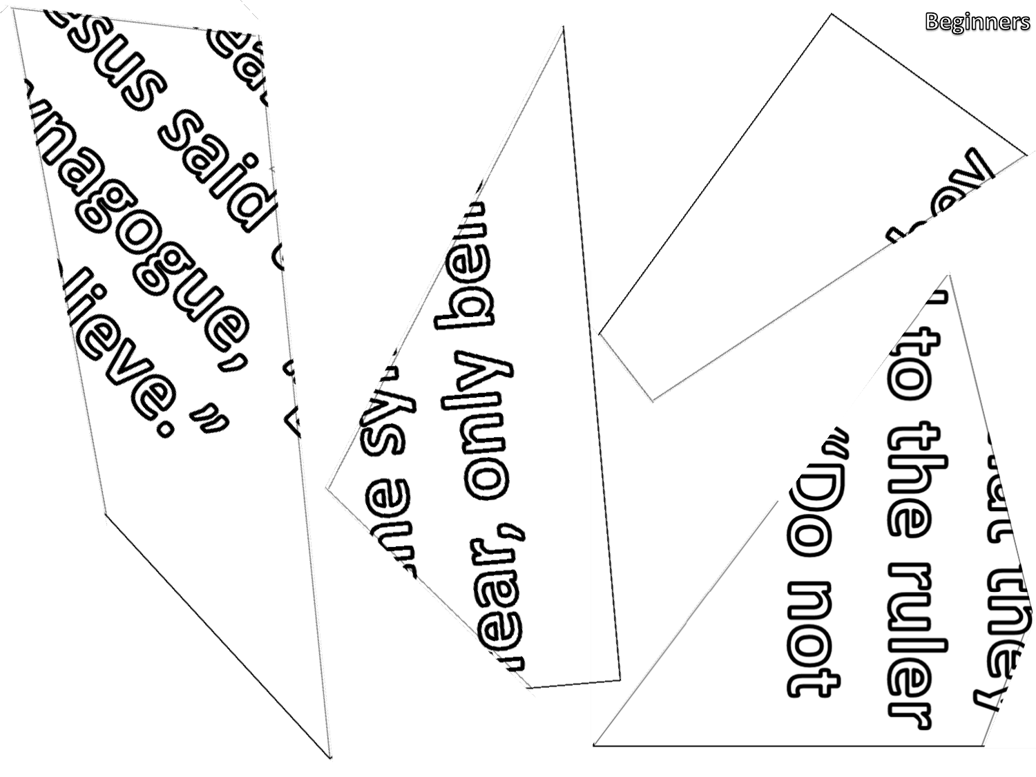Beginners

esus said

nagogue,

lieve."

me sy

only be

ear,'

ey

to the ruler

"Do not

at they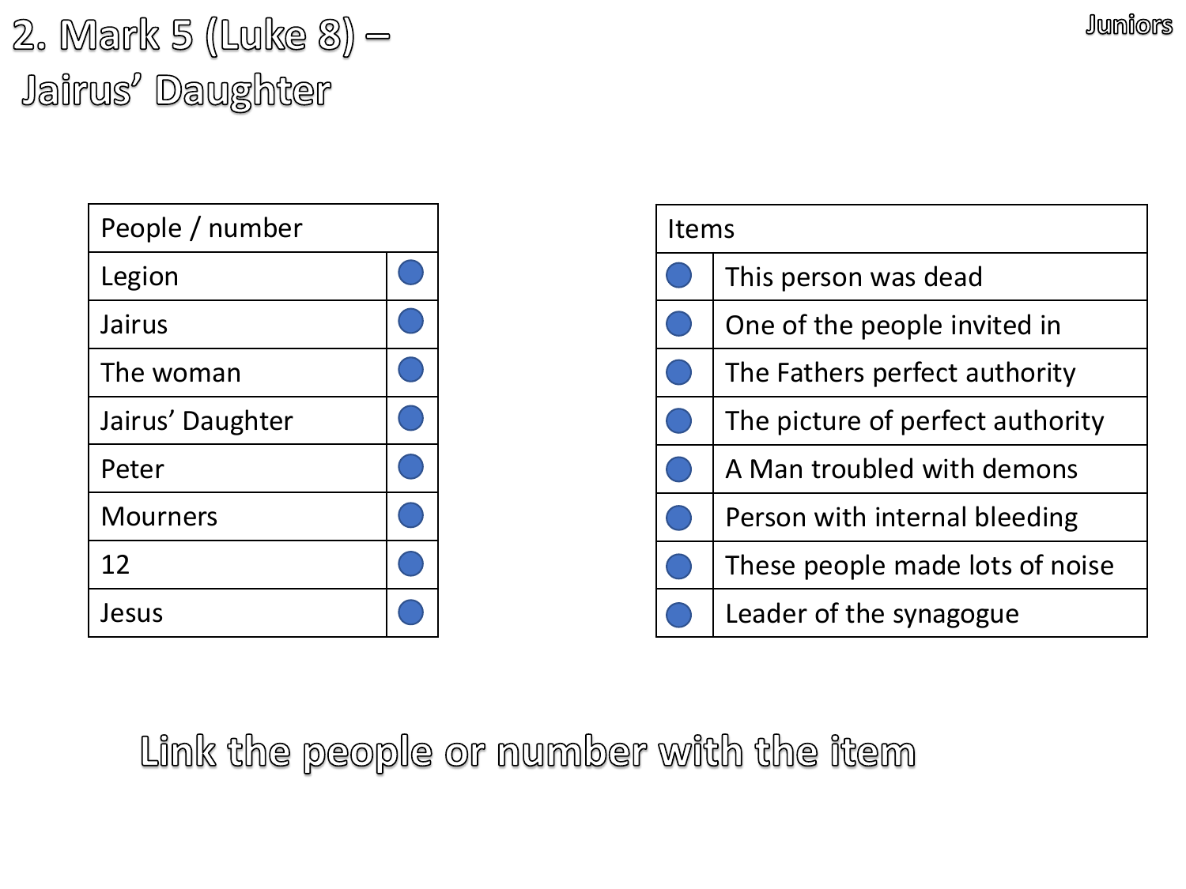# 2. Mark 5 (Luke 8) – Jairus' Daughter

Juniors

| People / number | |
|---|---|
| Legion | ● |
| Jairus | ● |
| The woman | ● |
| Jairus' Daughter | ● |
| Peter | ● |
| Mourners | ● |
| 12 | ● |
| Jesus | ● |

| | Items |
|---|---|
| ● | This person was dead |
| ● | One of the people invited in |
| ● | The Fathers perfect authority |
| ● | The picture of perfect authority |
| ● | A Man troubled with demons |
| ● | Person with internal bleeding |
| ● | These people made lots of noise |
| ● | Leader of the synagogue |

Link the people or number with the item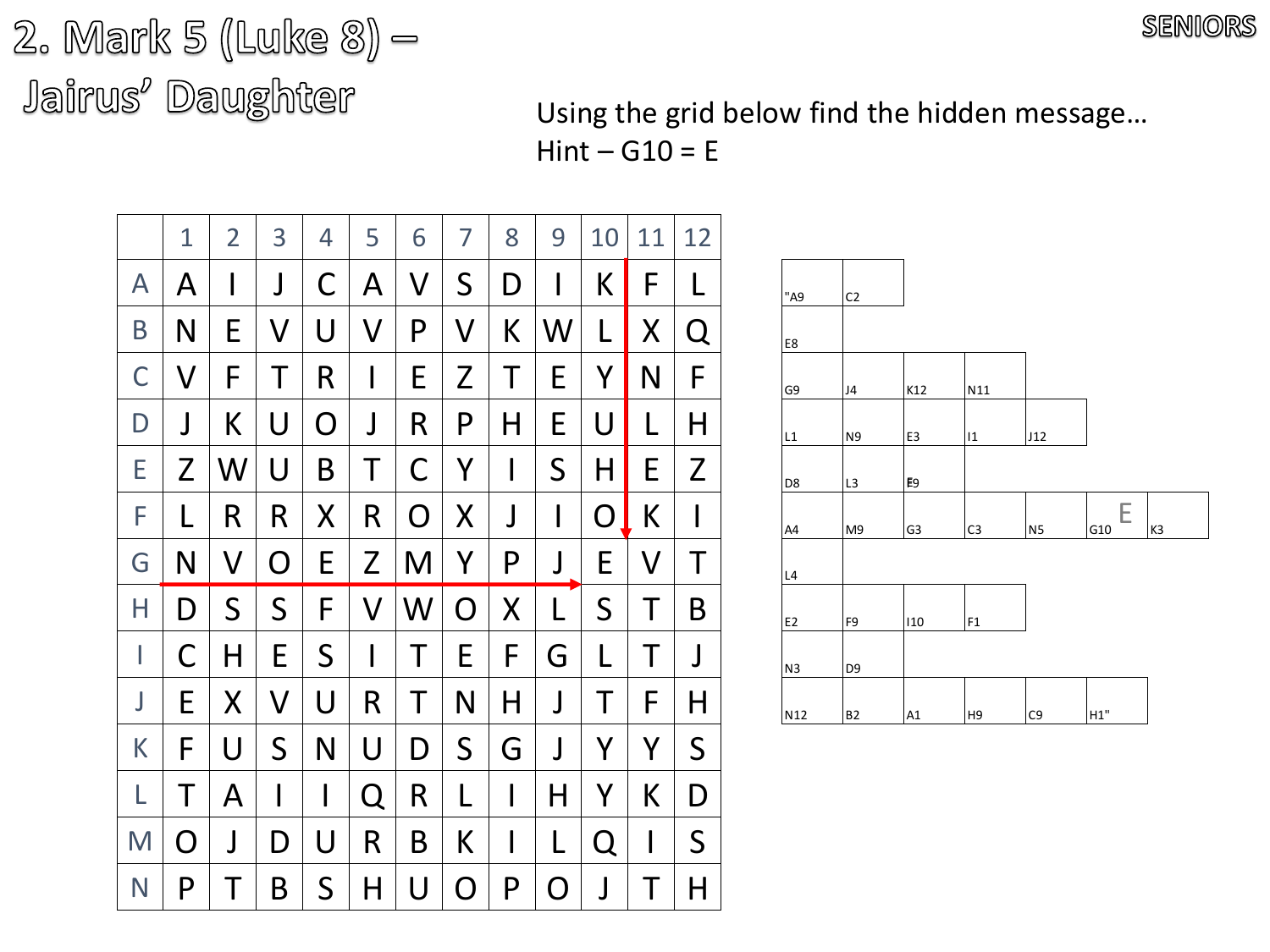# 2. Mark 5 (Luke 8) – Jairus' Daughter

SENIORS

Using the grid below find the hidden message…
Hint – G10 = E

| | 1 | 2 | 3 | 4 | 5 | 6 | 7 | 8 | 9 | 10 | 11 | 12 |
|---|---|---|---|---|---|---|---|---|---|---|---|---|
| A | A | I | J | C | A | V | S | D | I | K | F | L |
| B | N | E | V | U | V | P | V | K | W | L | X | Q |
| C | V | F | T | R | I | E | Z | T | E | Y | N | F |
| D | J | K | U | O | J | R | P | H | E | U | L | H |
| E | Z | W | U | B | T | C | Y | I | S | H | E | Z |
| F | L | R | R | X | R | O | X | J | I | O | K | I |
| G | N | V | O | E | Z | M | Y | P | J | E | V | T |
| H | D | S | S | F | V | W | O | X | L | S | T | B |
| I | C | H | E | S | I | T | E | F | G | L | T | J |
| J | E | X | V | U | R | T | N | H | J | T | F | H |
| K | F | U | S | N | U | D | S | G | J | Y | Y | S |
| L | T | A | I | I | Q | R | L | I | H | Y | K | D |
| M | O | J | D | U | R | B | K | I | L | Q | I | S |
| N | P | T | B | S | H | U | O | P | O | J | T | H |

| | | | | | | |
|---|---|---|---|---|---|---|
| "A9 | C2 | | | | | |
| E8 | | | | | | |
| G9 | J4 | K12 | N11 | | | |
| L1 | N9 | E3 | I1 | J12 | | |
| D8 | L3 | E9 | | | | |
| A4 | M9 | G3 | C3 | N5 | G10 E | K3 |
| L4 | | | | | | |
| E2 | F9 | I10 | F1 | | | |
| N3 | D9 | | | | | |
| N12 | B2 | A1 | H9 | C9 | H1" | |